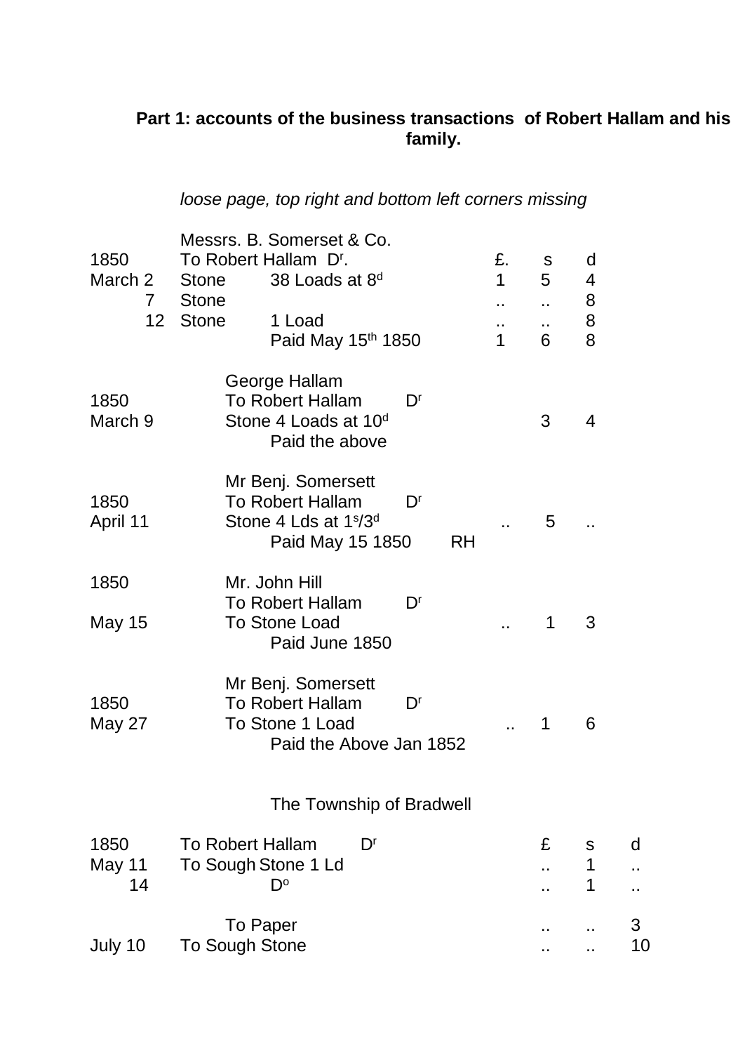**Part 1: accounts of the business transactions of Robert Hallam and his family.**

*loose page, top right and bottom left corners missing*

| | Messrs. B. Somerset & Co. | | | | |
|---|---|---|---|---|---|
| 1850 | To Robert Hallam D$^{r}$. | | £. | s | d |
| March 2 | Stone | 38 Loads at 8$^{d}$ | 1 | 5 | 4 |
| 7 | Stone | | .. | .. | 8 |
| 12 | Stone | 1 Load | .. | .. | 8 |
| | | Paid May 15$^{th}$ 1850 | 1 | 6 | 8 |

| | | | | |
|---|---|---|---|---|
| | George Hallam | | | |
| 1850 | To Robert Hallam D$^{r}$ | | | |
| March 9 | Stone 4 Loads at 10$^{d}$ | | 3 | 4 |
| | Paid the above | | | |

| | | | | |
|---|---|---|---|---|
| | Mr Benj. Somersett | | | |
| 1850 | To Robert Hallam D$^{r}$ | | | |
| April 11 | Stone 4 Lds at 1$^{s}$/3$^{d}$ | .. | 5 | .. |
| | Paid May 15 1850 RH | | | |

| | | | | |
|---|---|---|---|---|
| 1850 | Mr. John Hill | | | |
| | To Robert Hallam D$^{r}$ | | | |
| May 15 | To Stone Load | .. | 1 | 3 |
| | Paid June 1850 | | | |

| | | | | |
|---|---|---|---|---|
| | Mr Benj. Somersett | | | |
| 1850 | To Robert Hallam D$^{r}$ | | | |
| May 27 | To Stone 1 Load | .. | 1 | 6 |
| | Paid the Above Jan 1852 | | | |

The Township of Bradwell

| | | | | |
|---|---|---|---|---|
| 1850 | To Robert Hallam D$^{r}$ | £ | s | d |
| May 11 | To Sough Stone 1 Ld | .. | 1 | .. |
| 14 | D$^{o}$ | .. | 1 | .. |
| | To Paper | .. | .. | 3 |
| July 10 | To Sough Stone | .. | .. | 10 |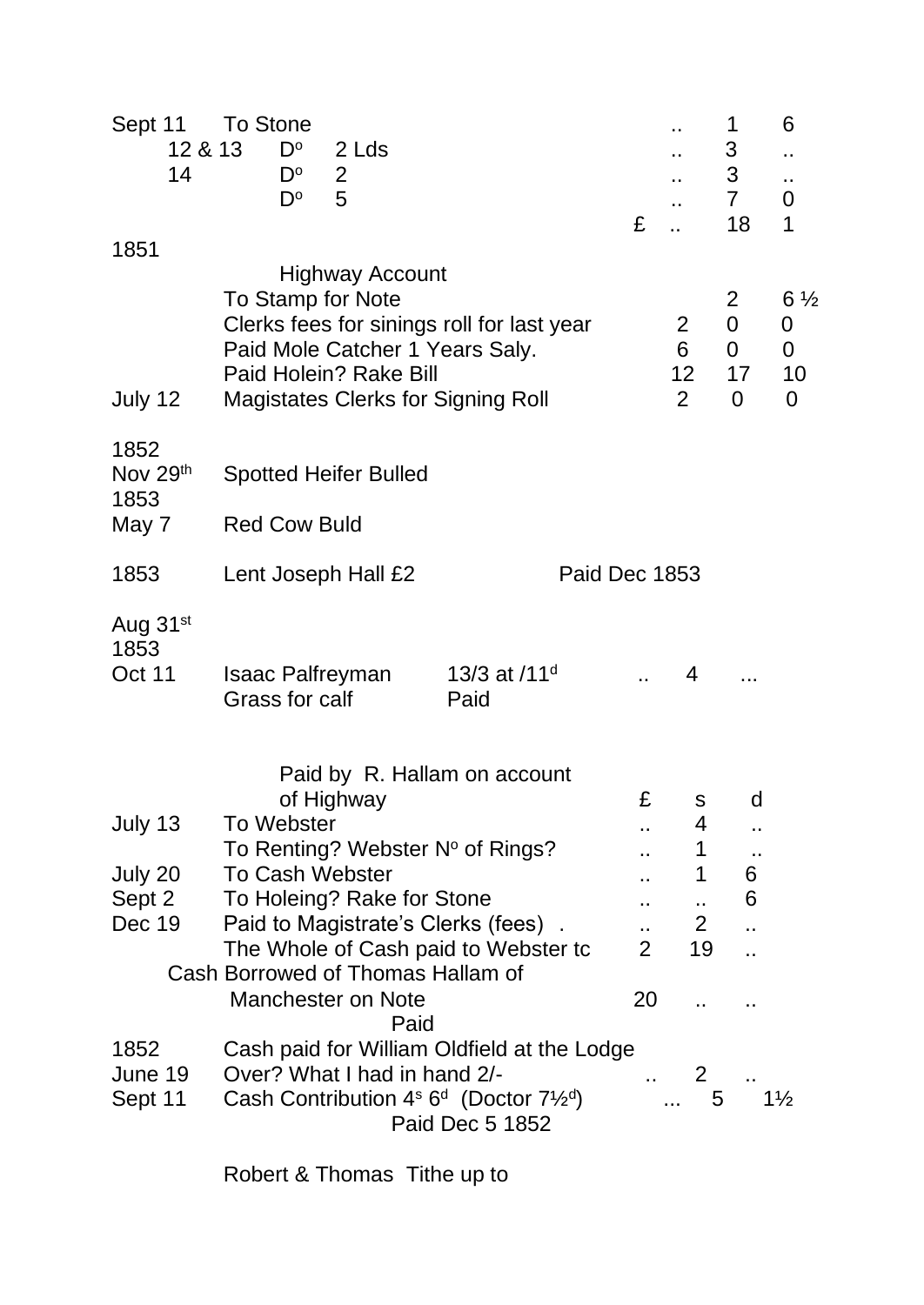| | | | | |
|---|---|---|---|---|
| Sept 11 | To Stone | .. | 1 | 6 |
| 12 & 13 | D$^{o}$ 2 Lds | .. | 3 | .. |
| 14 | D$^{o}$ 2 | .. | 3 | .. |
| | D$^{o}$ 5 | .. | 7 | 0 |
| | | £ .. | 18 | 1 |

1851

Highway Account

| | | | | |
|---|---|---|---|---|
| | To Stamp for Note | | 2 | 6 ½ |
| | Clerks fees for sinings roll for last year | 2 | 0 | 0 |
| | Paid Mole Catcher 1 Years Saly. | 6 | 0 | 0 |
| | Paid Holein? Rake Bill | 12 | 17 | 10 |
| July 12 | Magistates Clerks for Signing Roll | 2 | 0 | 0 |

1852
Nov 29th Spotted Heifer Bulled

1853
May 7 Red Cow Buld

1853 Lent Joseph Hall £2 Paid Dec 1853

Aug 31st
1853
Oct 11 Isaac Palfreyman 13/3 at /11$^{d}$ .. 4 ...
Grass for calf Paid

Paid by R. Hallam on account of Highway

| | | £ | s | d |
|---|---|---|---|---|
| July 13 | To Webster | .. | 4 | .. |
| | To Renting? Webster N$^{o}$ of Rings? | .. | 1 | .. |
| July 20 | To Cash Webster | .. | 1 | 6 |
| Sept 2 | To Holeing? Rake for Stone | .. | .. | 6 |
| Dec 19 | Paid to Magistrate's Clerks (fees) . | .. | 2 | .. |
| | The Whole of Cash paid to Webster tc | 2 | 19 | .. |
| | Cash Borrowed of Thomas Hallam of Manchester on Note | 20 | .. | .. |

Paid

| | | | | |
|---|---|---|---|---|
| 1852 | Cash paid for William Oldfield at the Lodge | | | |
| June 19 | Over? What I had in hand 2/- | .. | 2 | .. |
| Sept 11 | Cash Contribution 4$^{s}$ 6$^{d}$ (Doctor 7½$^{d}$) | ... | 5 | 1½ |

Paid Dec 5 1852

Robert & Thomas Tithe up to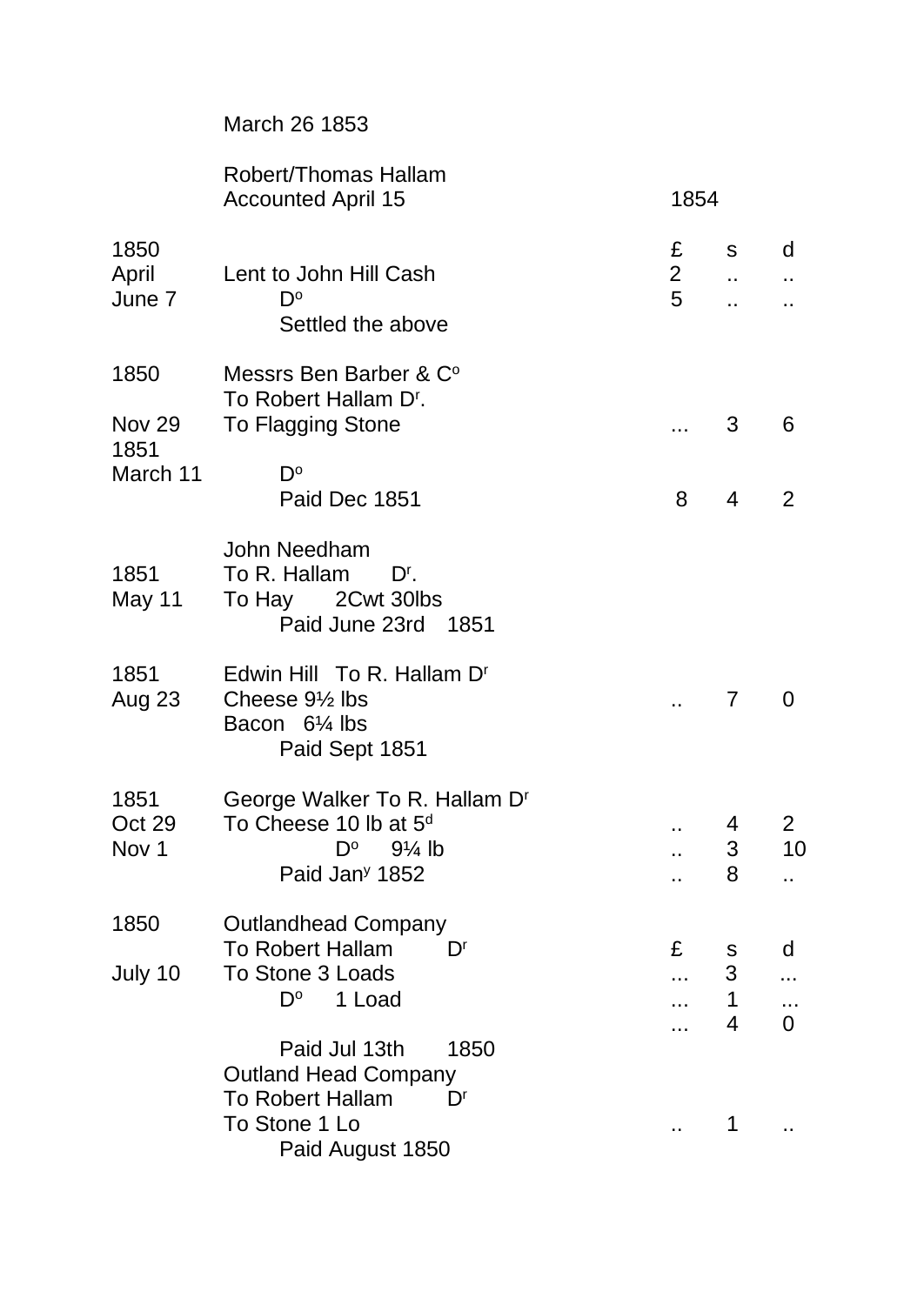March 26 1853

Robert/Thomas Hallam
Accounted April 15 1854

| | | £ | s | d |
|---|---|---|---|---|
| 1850 | | | | |
| April | Lent to John Hill Cash | 2 | .. | .. |
| June 7 | Do | 5 | .. | .. |
| | Settled the above | | | |
| | | | | |
| 1850 | Messrs Ben Barber & Co | | | |
| | To Robert Hallam Dr. | | | |
| Nov 29 | To Flagging Stone | ... | 3 | 6 |
| 1851 | | | | |
| March 11 | Do | | | |
| | Paid Dec 1851 | 8 | 4 | 2 |
| | | | | |
| | John Needham | | | |
| 1851 | To R. Hallam Dr. | | | |
| May 11 | To Hay 2Cwt 30lbs | | | |
| | Paid June 23rd 1851 | | | |
| | | | | |
| 1851 | Edwin Hill To R. Hallam Dr | | | |
| Aug 23 | Cheese 9½ lbs | .. | 7 | 0 |
| | Bacon 6¼ lbs | | | |
| | Paid Sept 1851 | | | |
| | | | | |
| 1851 | George Walker To R. Hallam Dr | | | |
| Oct 29 | To Cheese 10 lb at 5d | .. | 4 | 2 |
| Nov 1 | Do 9¼ lb | .. | 3 | 10 |
| | Paid Jany 1852 | .. | 8 | .. |
| | | | | |
| 1850 | Outlandhead Company | | | |
| | To Robert Hallam Dr | £ | s | d |
| July 10 | To Stone 3 Loads | ... | 3 | ... |
| | Do 1 Load | ... | 1 | ... |
| | | ... | 4 | 0 |
| | Paid Jul 13th 1850 | | | |
| | Outland Head Company | | | |
| | To Robert Hallam Dr | | | |
| | To Stone 1 Lo | .. | 1 | .. |
| | Paid August 1850 | | | |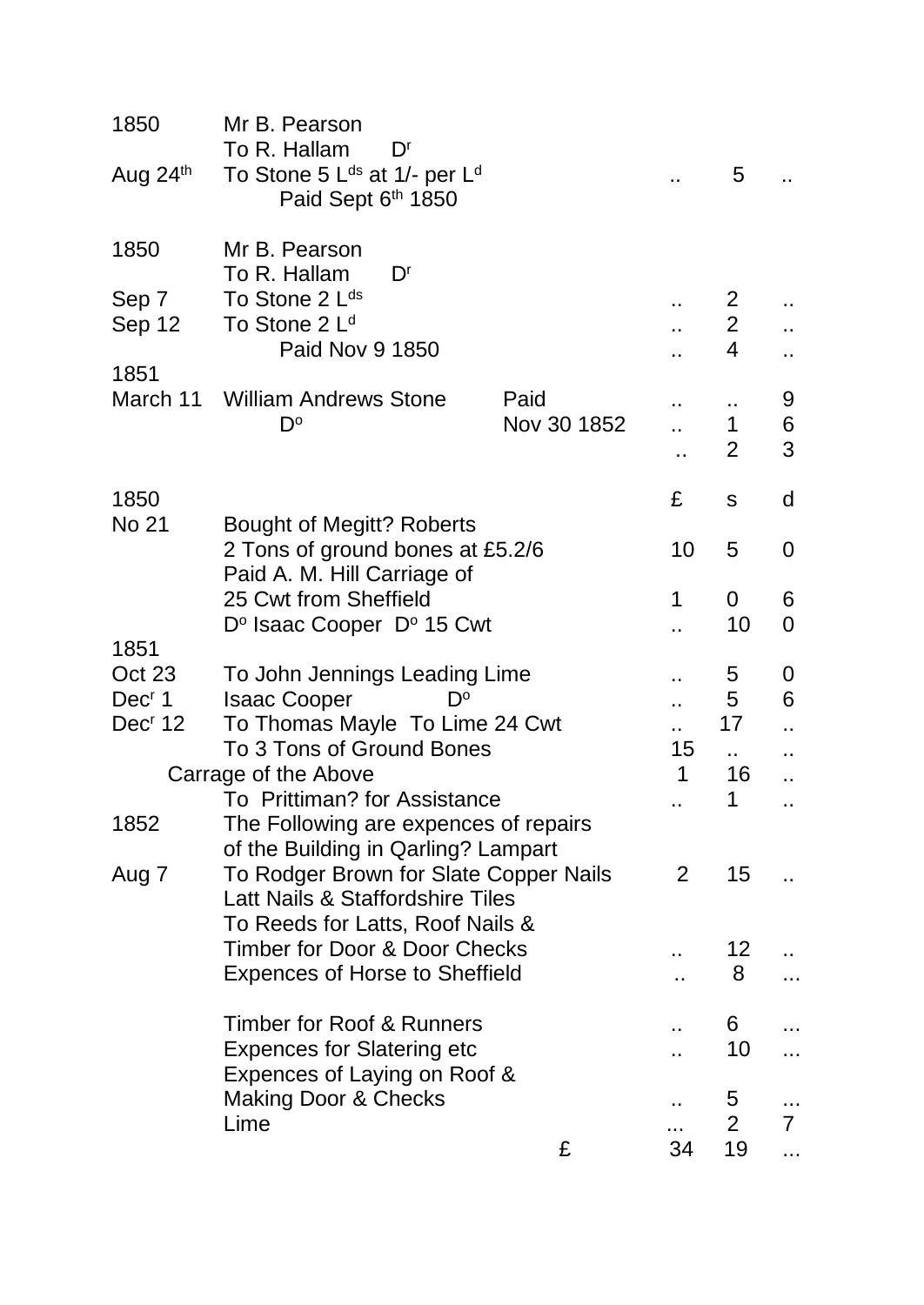| | | | | | |
|---|---|---|---|---|---|
| 1850 | Mr B. Pearson | | | | |
| | To R. Hallam Dr | | | | |
| Aug 24th | To Stone 5 Lds at 1/- per Ld | | .. | 5 | .. |
| | Paid Sept 6th 1850 | | | | |
| | | | | | |
| 1850 | Mr B. Pearson | | | | |
| | To R. Hallam Dr | | | | |
| Sep 7 | To Stone 2 Lds | | .. | 2 | .. |
| Sep 12 | To Stone 2 Ld | | .. | 2 | .. |
| | Paid Nov 9 1850 | | .. | 4 | .. |
| 1851 | | | | | |
| March 11 | William Andrews Stone | Paid | .. | .. | 9 |
| | Do | Nov 30 1852 | .. | 1 | 6 |
| | | | .. | 2 | 3 |
| | | | | | |
| 1850 | | | £ | s | d |
| No 21 | Bought of Megitt? Roberts | | | | |
| | 2 Tons of ground bones at £5.2/6 | | 10 | 5 | 0 |
| | Paid A. M. Hill Carriage of | | | | |
| | 25 Cwt from Sheffield | | 1 | 0 | 6 |
| | Do Isaac Cooper Do 15 Cwt | | .. | 10 | 0 |
| 1851 | | | | | |
| Oct 23 | To John Jennings Leading Lime | | .. | 5 | 0 |
| Decr 1 | Isaac Cooper Do | | .. | 5 | 6 |
| Decr 12 | To Thomas Mayle To Lime 24 Cwt | | .. | 17 | .. |
| | To 3 Tons of Ground Bones | | 15 | .. | .. |
| | Carrage of the Above | | 1 | 16 | .. |
| | To Prittiman? for Assistance | | .. | 1 | .. |
| 1852 | The Following are expences of repairs of the Building in Qarling? Lampart | | | | |
| Aug 7 | To Rodger Brown for Slate Copper Nails Latt Nails & Staffordshire Tiles | | 2 | 15 | .. |
| | To Reeds for Latts, Roof Nails & Timber for Door & Door Checks | | .. | 12 | .. |
| | Expences of Horse to Sheffield | | .. | 8 | ... |
| | | | | | |
| | Timber for Roof & Runners | | .. | 6 | ... |
| | Expences for Slatering etc | | .. | 10 | ... |
| | Expences of Laying on Roof & Making Door & Checks | | .. | 5 | ... |
| | Lime | | ... | 2 | 7 |
| | | £ | 34 | 19 | ... |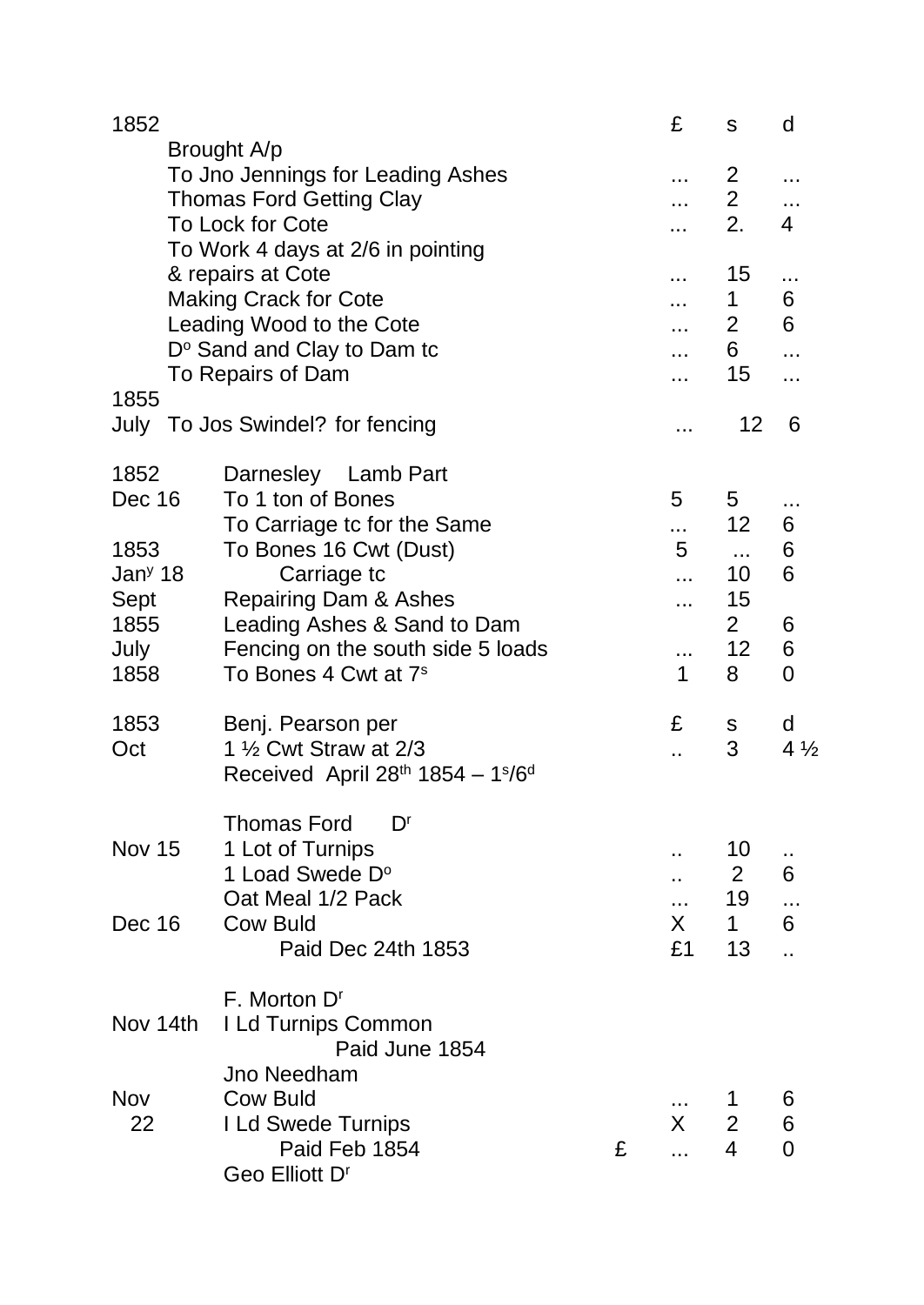| 1852 | | £ | s | d |
|---|---|---|---|---|
| | Brought A/p | | | |
| | To Jno Jennings for Leading Ashes | ... | 2 | ... |
| | Thomas Ford Getting Clay | ... | 2 | ... |
| | To Lock for Cote | ... | 2. | 4 |
| | To Work 4 days at 2/6 in pointing & repairs at Cote | ... | 15 | ... |
| | Making Crack for Cote | ... | 1 | 6 |
| | Leading Wood to the Cote | ... | 2 | 6 |
| | D$^{o}$ Sand and Clay to Dam tc | ... | 6 | ... |
| | To Repairs of Dam | ... | 15 | ... |
| 1855 July | To Jos Swindel? for fencing | ... | 12 | 6 |

| 1852 | Darnesley Lamb Part | | | |
|---|---|---|---|---|
| Dec 16 | To 1 ton of Bones | 5 | 5 | ... |
| | To Carriage tc for the Same | ... | 12 | 6 |
| 1853 | To Bones 16 Cwt (Dust) | 5 | ... | 6 |
| Jan$^{y}$ 18 | Carriage tc | ... | 10 | 6 |
| Sept | Repairing Dam & Ashes | ... | 15 | |
| 1855 | Leading Ashes & Sand to Dam | | 2 | 6 |
| July | Fencing on the south side 5 loads | ... | 12 | 6 |
| 1858 | To Bones 4 Cwt at 7$^{s}$ | 1 | 8 | 0 |

| 1853 | Benj. Pearson per | £ | s | d |
|---|---|---|---|---|
| Oct | 1 ½ Cwt Straw at 2/3 | .. | 3 | 4 ½ |
| | Received April 28$^{th}$ 1854 – 1$^{s}$/6$^{d}$ | | | |

| | Thomas Ford D$^{r}$ | | | |
|---|---|---|---|---|
| Nov 15 | 1 Lot of Turnips | .. | 10 | .. |
| | 1 Load Swede D$^{o}$ | .. | 2 | 6 |
| | Oat Meal 1/2 Pack | ... | 19 | ... |
| Dec 16 | Cow Buld | X | 1 | 6 |
| | Paid Dec 24th 1853 | £1 | 13 | .. |

| | F. Morton D$^{r}$ | | | |
|---|---|---|---|---|
| Nov 14th | I Ld Turnips Common | | | |
| | Paid June 1854 | | | |
| | Jno Needham | | | |
| Nov 22 | Cow Buld | ... | 1 | 6 |
| | I Ld Swede Turnips | X | 2 | 6 |
| | Paid Feb 1854 £ | ... | 4 | 0 |
| | Geo Elliott D$^{r}$ | | | |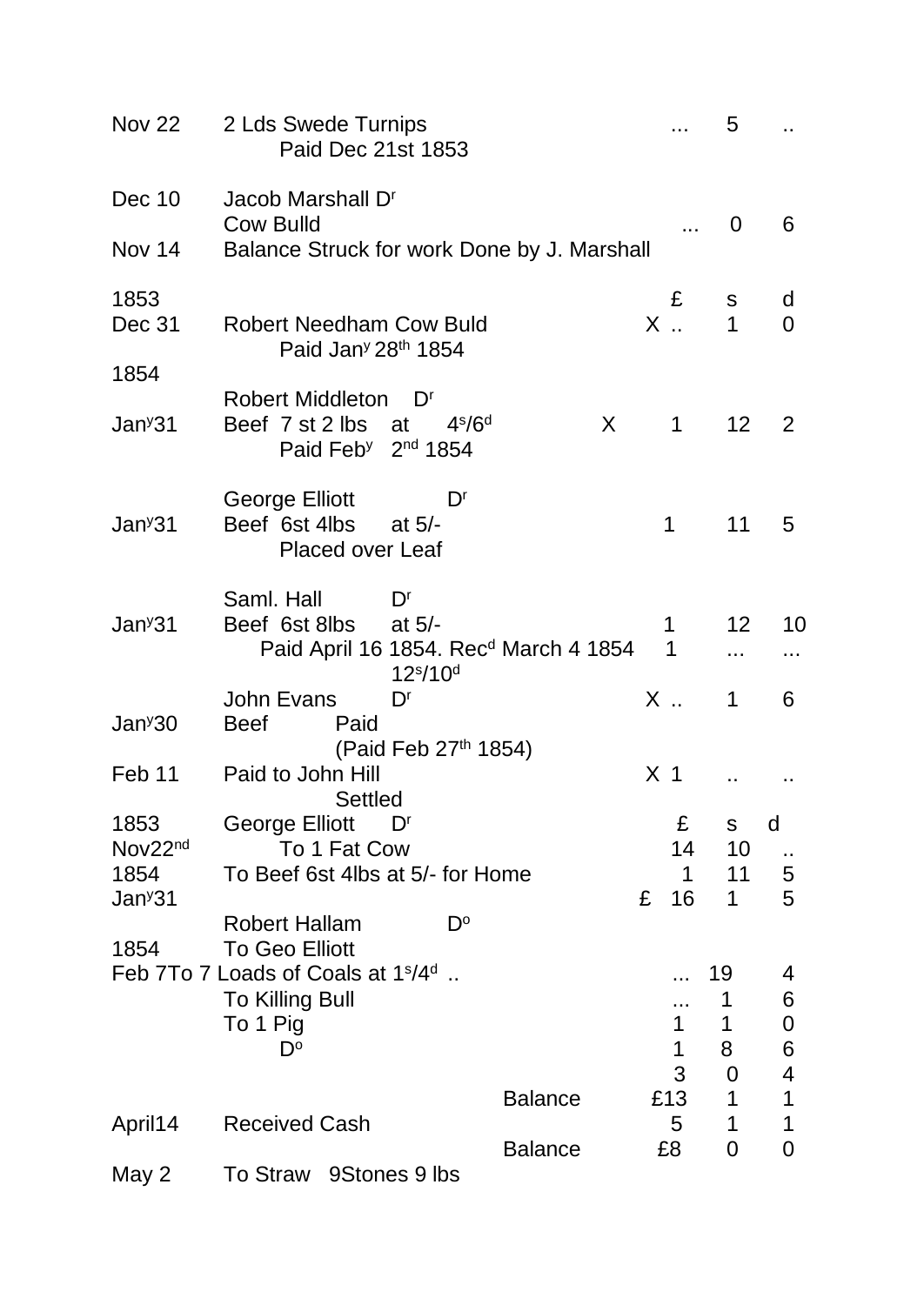| | | | £ | s | d |
|---|---|---|---|---|---|
| Nov 22 | 2 Lds Swede Turnips<br>Paid Dec 21st 1853 | | ... | 5 | .. |
| Dec 10 | Jacob Marshall Dr<br>Cow Bulld | | ... | 0 | 6 |
| Nov 14 | Balance Struck for work Done by J. Marshall | | | | |
| 1853 | | | £ | s | d |
| Dec 31 | Robert Needham Cow Buld<br>Paid Jany 28th 1854 | | X .. | 1 | 0 |
| 1854 | Robert Middleton Dr | | | | |
| Jany31 | Beef 7 st 2 lbs at 4s/6d<br>Paid Feby 2nd 1854 | X | 1 | 12 | 2 |
| | George Elliott Dr | | | | |
| Jany31 | Beef 6st 4lbs at 5/-<br>Placed over Leaf | | 1 | 11 | 5 |
| | Saml. Hall Dr | | | | |
| Jany31 | Beef 6st 8lbs at 5/- | | 1 | 12 | 10 |
| | Paid April 16 1854. Recd March 4 1854<br>12s/10d | | 1 | ... | ... |
| | John Evans Dr | | X .. | 1 | 6 |
| Jany30 | Beef Paid<br>(Paid Feb 27th 1854) | | | | |
| Feb 11 | Paid to John Hill<br>Settled | | X 1 | .. | .. |
| 1853 | George Elliott Dr | | £ | s | d |
| Nov22nd | To 1 Fat Cow | | 14 | 10 | .. |
| 1854 | To Beef 6st 4lbs at 5/- for Home | | 1 | 11 | 5 |
| Jany31 | | | £ 16 | 1 | 5 |
| | Robert Hallam Do | | | | |
| 1854 | To Geo Elliott | | | | |
| Feb 7 | To 7 Loads of Coals at 1s/4d .. | | ... | 19 | 4 |
| | To Killing Bull | | ... | 1 | 6 |
| | To 1 Pig | | 1 | 1 | 0 |
| | Do | | 1 | 8 | 6 |
| | | | 3 | 0 | 4 |
| | | Balance | £13 | 1 | 1 |
| April14 | Received Cash | | 5 | 1 | 1 |
| | | Balance | £8 | 0 | 0 |
| May 2 | To Straw 9Stones 9 lbs | | | | |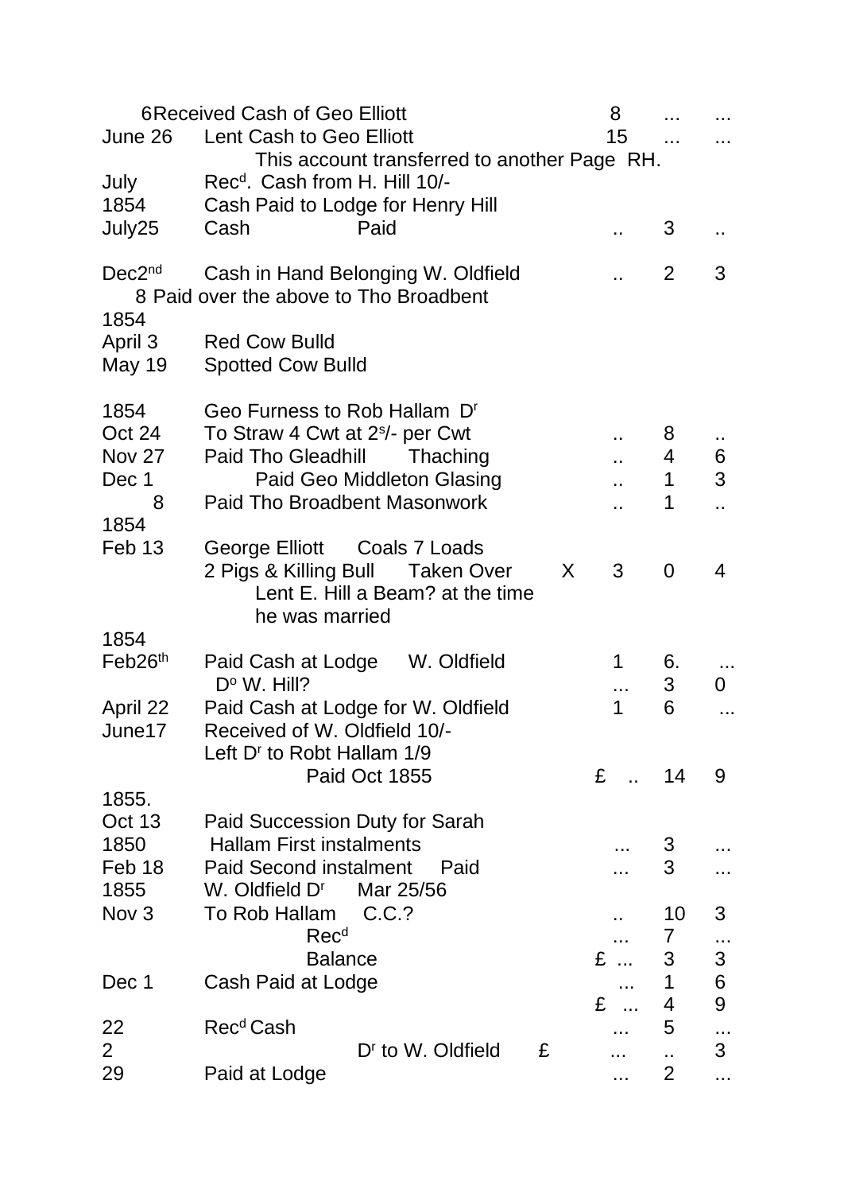| | | | | | |
|---|---|---|---|---|---|
| 6 | Received Cash of Geo Elliott | | 8 | ... | ... |
| June 26 | Lent Cash to Geo Elliott | | 15 | ... | ... |
| | This account transferred to another Page RH. | | | | |
| July | Rec[d]. Cash from H. Hill 10/- | | | | |
| 1854 | Cash Paid to Lodge for Henry Hill | | | | |
| July25 | Cash Paid | | .. | 3 | .. |
| | | | | | |
| Dec2[nd] | Cash in Hand Belonging W. Oldfield | | .. | 2 | 3 |
| 8 | Paid over the above to Tho Broadbent | | | | |
| 1854 | | | | | |
| April 3 | Red Cow Bulld | | | | |
| May 19 | Spotted Cow Bulld | | | | |
| | | | | | |
| 1854 | Geo Furness to Rob Hallam D[r] | | | | |
| Oct 24 | To Straw 4 Cwt at 2[s]/- per Cwt | | .. | 8 | .. |
| Nov 27 | Paid Tho Gleadhill Thaching | | .. | 4 | 6 |
| Dec 1 | Paid Geo Middleton Glasing | | .. | 1 | 3 |
| 8 | Paid Tho Broadbent Masonwork | | .. | 1 | .. |
| 1854 | | | | | |
| Feb 13 | George Elliott Coals 7 Loads | | | | |
| | 2 Pigs & Killing Bull Taken Over | X | 3 | 0 | 4 |
| | Lent E. Hill a Beam? at the time he was married | | | | |
| 1854 | | | | | |
| Feb26[th] | Paid Cash at Lodge W. Oldfield | | 1 | 6. | ... |
| | D[o] W. Hill? | | ... | 3 | 0 |
| April 22 | Paid Cash at Lodge for W. Oldfield | | 1 | 6 | ... |
| June17 | Received of W. Oldfield 10/- | | | | |
| | Left D[r] to Robt Hallam 1/9 | | | | |
| | Paid Oct 1855 | | £ .. | 14 | 9 |
| 1855. | | | | | |
| Oct 13 | Paid Succession Duty for Sarah | | | | |
| 1850 | Hallam First instalments | | ... | 3 | ... |
| Feb 18 | Paid Second instalment Paid | | ... | 3 | ... |
| 1855 | W. Oldfield D[r] Mar 25/56 | | | | |
| Nov 3 | To Rob Hallam C.C.? | | .. | 10 | 3 |
| | Rec[d] | | ... | 7 | ... |
| | Balance | | £ ... | 3 | 3 |
| Dec 1 | Cash Paid at Lodge | | ... | 1 | 6 |
| | | | £ ... | 4 | 9 |
| 22 | Rec[d] Cash | | ... | 5 | ... |
| 2 | D[r] to W. Oldfield | £ | ... | .. | 3 |
| 29 | Paid at Lodge | | ... | 2 | ... |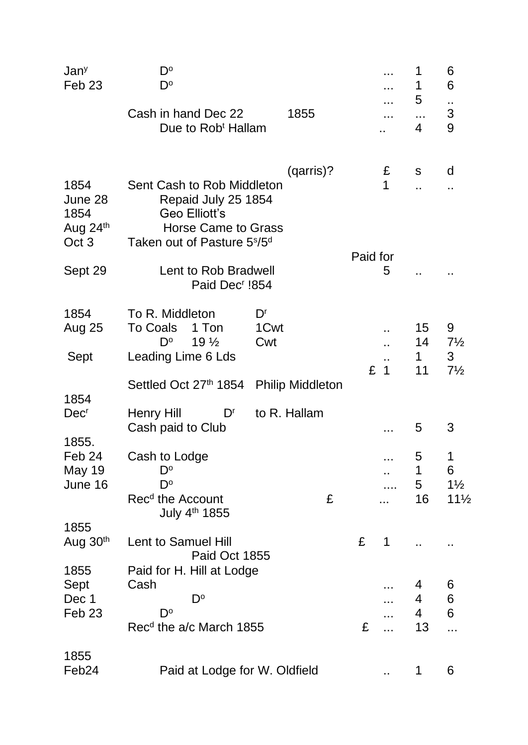| | | | £ | s | d |
|---|---|---|---|---|---|
| Jan$^y$ | D$^o$ | | ... | 1 | 6 |
| Feb 23 | D$^o$ | | ... | 1 | 6 |
| | | | ... | 5 | .. |
| | Cash in hand Dec 22 | 1855 | ... | ... | 3 |
| | Due to Rob$^t$ Hallam | | .. | 4 | 9 |

| | | (qarris)? | £ | s | d |
|---|---|---|---|---|---|
| 1854 | Sent Cash to Rob Middleton | | 1 | .. | .. |
| June 28 | Repaid July 25 1854 | | | | |
| 1854 | Geo Elliott's | | | | |
| Aug 24$^{th}$ | Horse Came to Grass | | | | |
| Oct 3 | Taken out of Pasture 5$^s$/5$^d$ | | | | |
| | | | Paid for | | |
| Sept 29 | Lent to Rob Bradwell | | 5 | .. | .. |
| | Paid Dec$^r$ !854 | | | | |

| | | | | | |
|---|---|---|---|---|---|
| 1854 | To R. Middleton | D$^r$ | | | |
| Aug 25 | To Coals 1 Ton | 1Cwt | .. | 15 | 9 |
| | D$^o$ 19 ½ | Cwt | .. | 14 | 7½ |
| Sept | Leading Lime 6 Lds | | .. | 1 | 3 |
| | | | £ 1 | 11 | 7½ |
| | Settled Oct 27$^{th}$ 1854 | Philip Middleton | | | |

| | | | | | |
|---|---|---|---|---|---|
| 1854 | | | | | |
| Dec$^r$ | Henry Hill D$^r$ | to R. Hallam | | | |
| | Cash paid to Club | | ... | 5 | 3 |
| 1855. | | | | | |
| Feb 24 | Cash to Lodge | | ... | 5 | 1 |
| May 19 | D$^o$ | | .. | 1 | 6 |
| June 16 | D$^o$ | | .... | 5 | 1½ |
| | Rec$^d$ the Account | £ | ... | 16 | 11½ |
| | July 4$^{th}$ 1855 | | | | |
| 1855 | | | | | |
| Aug 30$^{th}$ | Lent to Samuel Hill | | £ 1 | .. | .. |
| | Paid Oct 1855 | | | | |
| 1855 | Paid for H. Hill at Lodge | | | | |
| Sept | Cash | | ... | 4 | 6 |
| Dec 1 | D$^o$ | | ... | 4 | 6 |
| Feb 23 | D$^o$ | | ... | 4 | 6 |
| | Rec$^d$ the a/c March 1855 | | £ ... | 13 | ... |
| 1855 | | | | | |
| Feb24 | Paid at Lodge for W. Oldfield | | .. | 1 | 6 |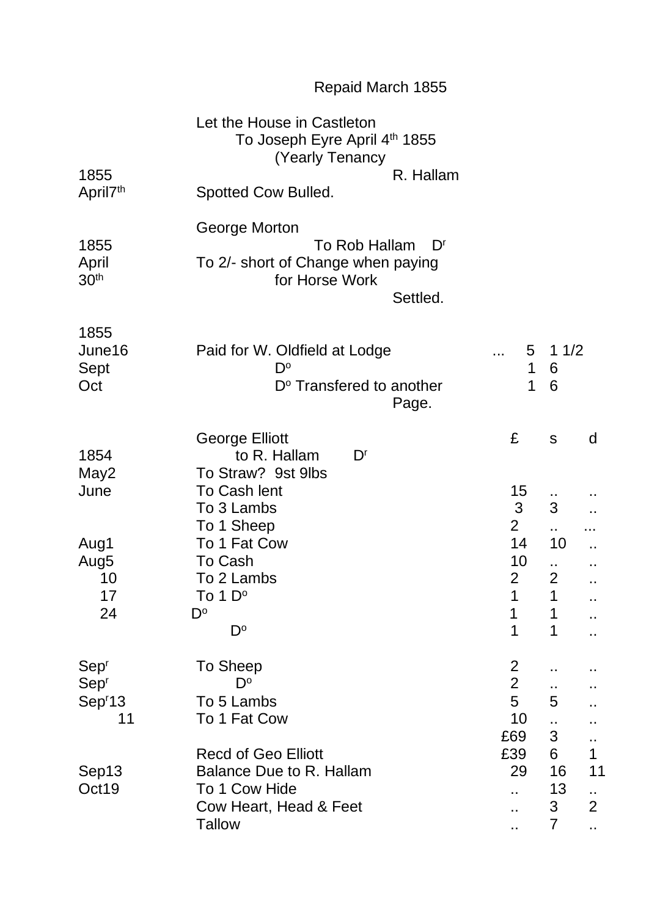Repaid March 1855

Let the House in Castleton
To Joseph Eyre April 4th 1855
(Yearly Tenancy
R. Hallam

1855
April 7th — Spotted Cow Bulled.

George Morton
To Rob Hallam Dr

1855
April 30th — To 2/- short of Change when paying for Horse Work
Settled.

| Date | Item | | £/s | d |
|---|---|---|---|---|
| 1855 | | | | |
| June 16 | Paid for W. Oldfield at Lodge | ... | 5 | 1 1/2 |
| Sept | Do | | 1 | 6 |
| Oct | Do Transfered to another Page. | | 1 | 6 |

| Date | George Elliott to R. Hallam Dr | £ | s | d |
|---|---|---|---|---|
| 1854 | | | | |
| May 2 | To Straw? 9st 9lbs | | | |
| June | To Cash lent | 15 | .. | .. |
| | To 3 Lambs | 3 | 3 | .. |
| | To 1 Sheep | 2 | .. | ... |
| Aug 1 | To 1 Fat Cow | 14 | 10 | .. |
| Aug 5 | To Cash | 10 | .. | .. |
| 10 | To 2 Lambs | 2 | 2 | .. |
| 17 | To 1 Do | 1 | 1 | .. |
| 24 | Do | 1 | 1 | .. |
| | Do | 1 | 1 | .. |
| Sepr | To Sheep | 2 | .. | .. |
| Sepr | Do | 2 | .. | .. |
| Sepr 13 | To 5 Lambs | 5 | 5 | .. |
| 11 | To 1 Fat Cow | 10 | .. | .. |
| | | £69 | 3 | .. |
| | Recd of Geo Elliott | £39 | 6 | 1 |
| Sep 13 | Balance Due to R. Hallam | 29 | 16 | 11 |
| Oct 19 | To 1 Cow Hide | .. | 13 | .. |
| | Cow Heart, Head & Feet | .. | 3 | 2 |
| | Tallow | .. | 7 | .. |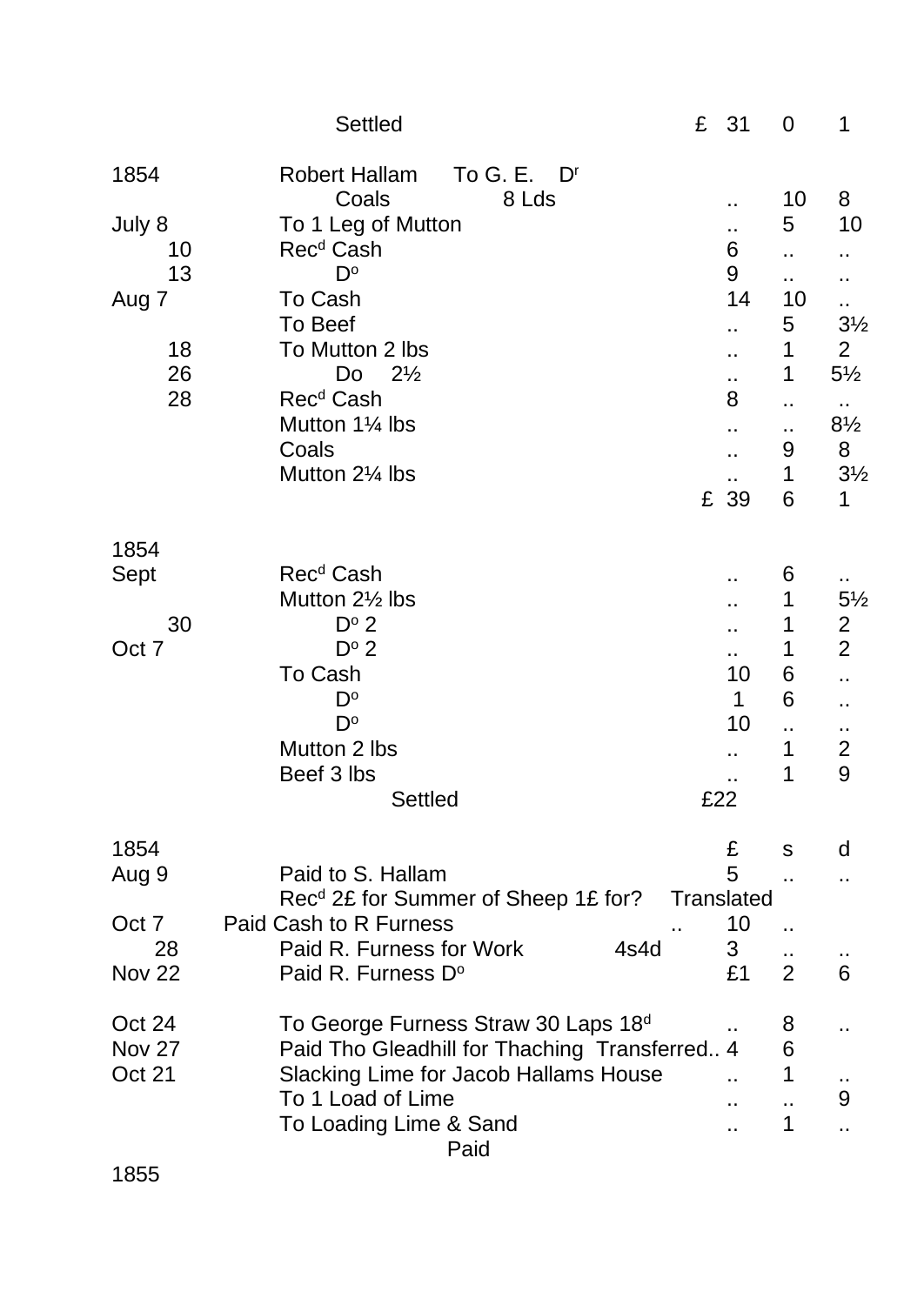| | Settled | £ 31 | 0 | 1 |
|---|---|---|---|---|
| | | | | |
| 1854 | Robert Hallam To G. E. Dr | | | |
| | Coals 8 Lds | .. | 10 | 8 |
| July 8 | To 1 Leg of Mutton | .. | 5 | 10 |
| 10 | Recd Cash | 6 | .. | .. |
| 13 | Do | 9 | .. | .. |
| Aug 7 | To Cash | 14 | 10 | .. |
| | To Beef | .. | 5 | 3½ |
| 18 | To Mutton 2 lbs | .. | 1 | 2 |
| 26 | Do 2½ | .. | 1 | 5½ |
| 28 | Recd Cash | 8 | .. | .. |
| | Mutton 1¼ lbs | .. | .. | 8½ |
| | Coals | .. | 9 | 8 |
| | Mutton 2¼ lbs | .. | 1 | 3½ |
| | | £ 39 | 6 | 1 |
| | | | | |
| 1854 | | | | |
| Sept | Recd Cash | .. | 6 | .. |
| | Mutton 2½ lbs | .. | 1 | 5½ |
| 30 | Do 2 | .. | 1 | 2 |
| Oct 7 | Do 2 | .. | 1 | 2 |
| | To Cash | 10 | 6 | .. |
| | Do | 1 | 6 | .. |
| | Do | 10 | .. | .. |
| | Mutton 2 lbs | .. | 1 | 2 |
| | Beef 3 lbs | .. | 1 | 9 |
| | Settled | £22 | | |
| | | | | |
| 1854 | | £ | s | d |
| Aug 9 | Paid to S. Hallam | 5 | .. | .. |
| | Recd 2£ for Summer of Sheep 1£ for? Translated | | | |
| Oct 7 | Paid Cash to R Furness .. | 10 | .. | |
| 28 | Paid R. Furness for Work 4s4d | 3 | .. | .. |
| Nov 22 | Paid R. Furness Do | £1 | 2 | 6 |
| | | | | |
| Oct 24 | To George Furness Straw 30 Laps 18d | .. | 8 | .. |
| Nov 27 | Paid Tho Gleadhill for Thaching Transferred.. | 4 | 6 | |
| Oct 21 | Slacking Lime for Jacob Hallams House | .. | 1 | .. |
| | To 1 Load of Lime | .. | .. | 9 |
| | To Loading Lime & Sand | .. | 1 | .. |
| | Paid | | | |

1855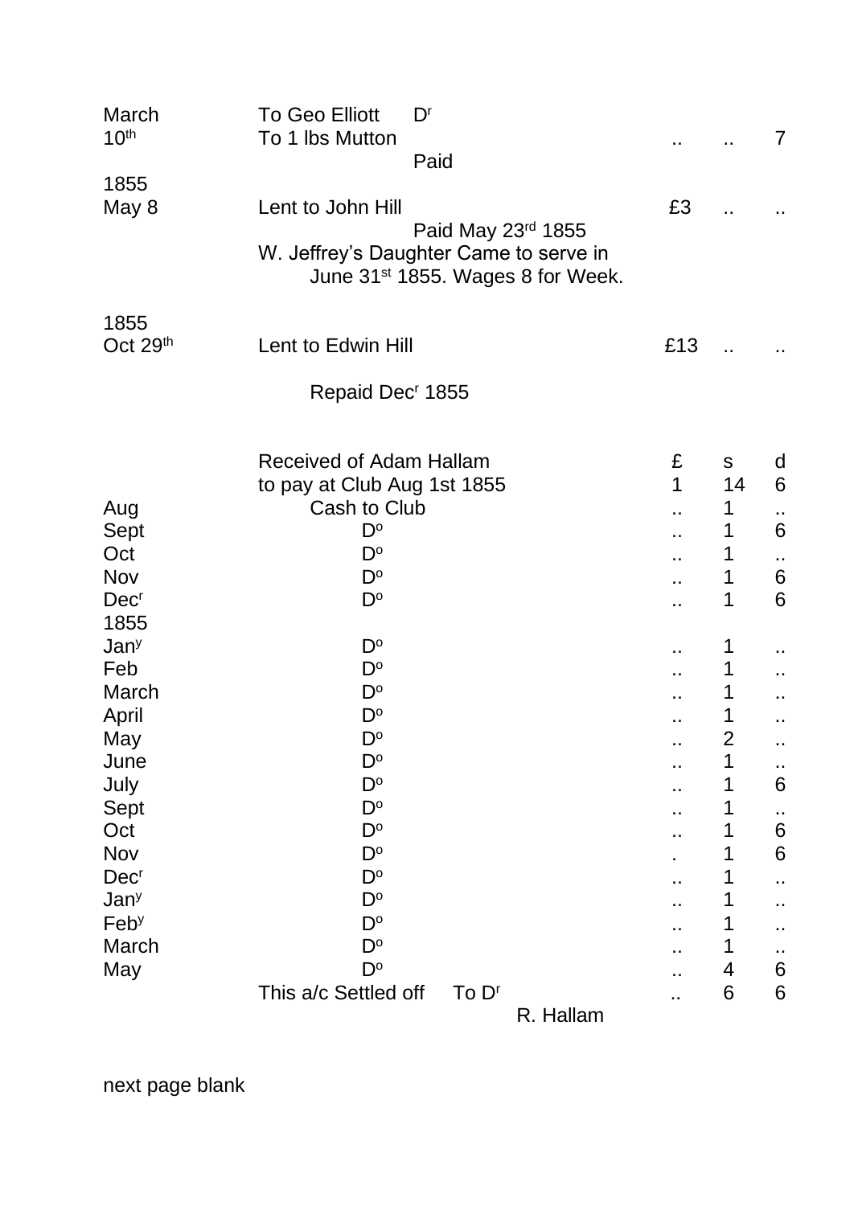| | | £ | s | d |
|---|---|---|---|---|
| March 10th | To Geo Elliott Dr | | | |
| | To 1 lbs Mutton | .. | .. | 7 |
| | Paid | | | |
| 1855 | | | | |
| May 8 | Lent to John Hill | £3 | .. | .. |
| | Paid May 23rd 1855 | | | |
| | W. Jeffrey's Daughter Came to serve in June 31st 1855. Wages 8 for Week. | | | |
| 1855 | | | | |
| Oct 29th | Lent to Edwin Hill | £13 | .. | .. |
| | Repaid Decr 1855 | | | |

| | | £ | s | d |
|---|---|---|---|---|
| | Received of Adam Hallam to pay at Club Aug 1st 1855 | 1 | 14 | 6 |
| Aug | Cash to Club | .. | 1 | .. |
| Sept | Do | .. | 1 | 6 |
| Oct | Do | .. | 1 | .. |
| Nov | Do | .. | 1 | 6 |
| Decr | Do | .. | 1 | 6 |
| 1855 | | | | |
| Jany | Do | .. | 1 | .. |
| Feb | Do | .. | 1 | .. |
| March | Do | .. | 1 | .. |
| April | Do | .. | 1 | .. |
| May | Do | .. | 2 | .. |
| June | Do | .. | 1 | .. |
| July | Do | .. | 1 | 6 |
| Sept | Do | .. | 1 | .. |
| Oct | Do | .. | 1 | 6 |
| Nov | Do | . | 1 | 6 |
| Decr | Do | .. | 1 | .. |
| Jany | Do | .. | 1 | .. |
| Feby | Do | .. | 1 | .. |
| March | Do | .. | 1 | .. |
| May | Do | .. | 4 | 6 |
| | This a/c Settled off To Dr | .. | 6 | 6 |
| | R. Hallam | | | |

next page blank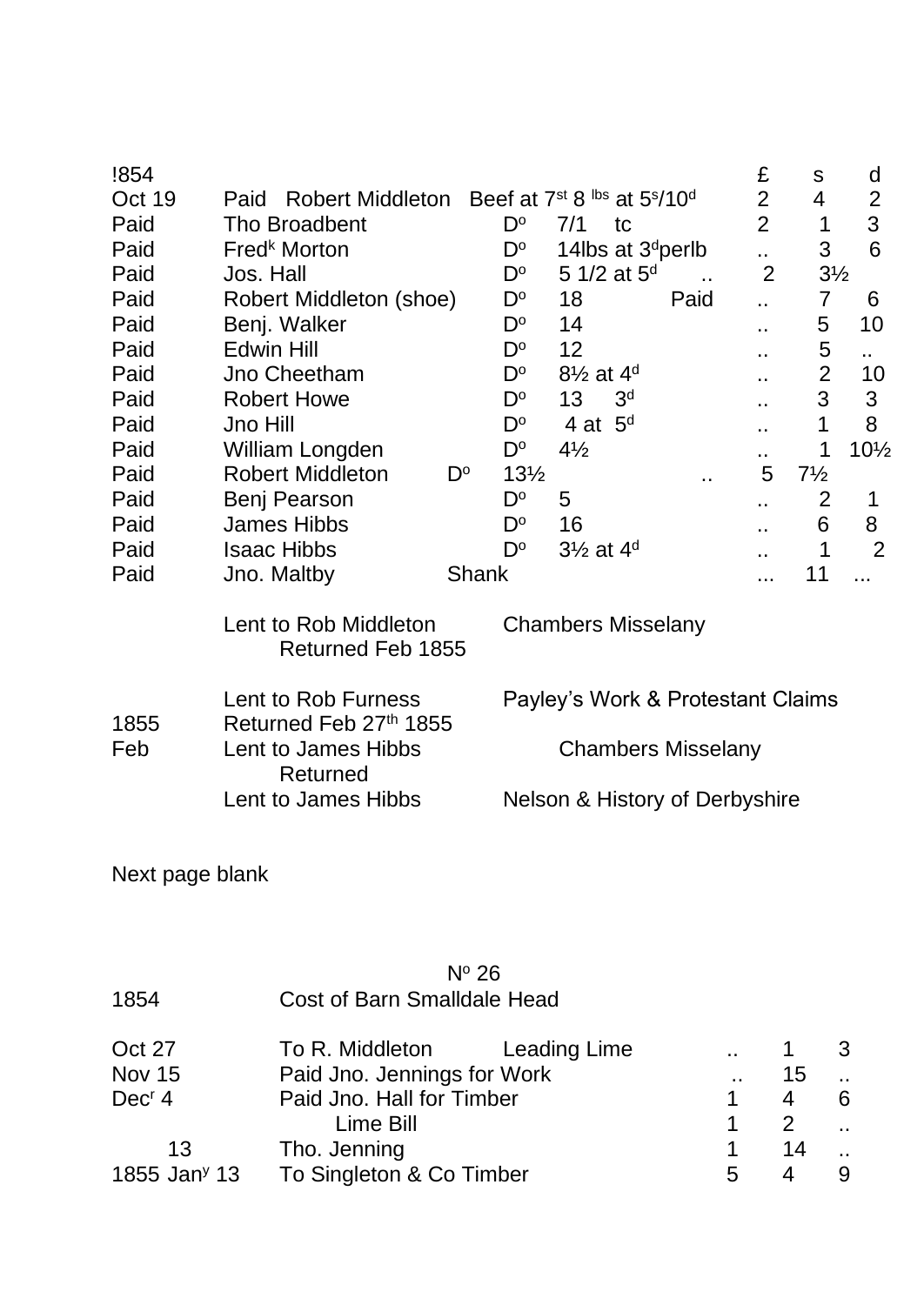| !854 | | | £ | s | d |
|---|---|---|---|---|---|
| Oct 19 | Paid Robert Middleton | Beef at 7[st] 8 [lbs] at 5[s]/10[d] | 2 | 4 | 2 |
| Paid | Tho Broadbent | D[o] 7/1 tc | 2 | 1 | 3 |
| Paid | Fred[k] Morton | D[o] 14lbs at 3[d]perlb | .. | 3 | 6 |
| Paid | Jos. Hall | D[o] 5 1/2 at 5[d] .. | 2 | 3½ | |
| Paid | Robert Middleton (shoe) | D[o] 18 Paid | .. | 7 | 6 |
| Paid | Benj. Walker | D[o] 14 | .. | 5 | 10 |
| Paid | Edwin Hill | D[o] 12 | .. | 5 | .. |
| Paid | Jno Cheetham | D[o] 8½ at 4[d] | .. | 2 | 10 |
| Paid | Robert Howe | D[o] 13 3[d] | .. | 3 | 3 |
| Paid | Jno Hill | D[o] 4 at 5[d] | .. | 1 | 8 |
| Paid | William Longden | D[o] 4½ | .. | 1 | 10½ |
| Paid | Robert Middleton D[o] | 13½ .. | 5 | 7½ | |
| Paid | Benj Pearson | D[o] 5 | .. | 2 | 1 |
| Paid | James Hibbs | D[o] 16 | .. | 6 | 8 |
| Paid | Isaac Hibbs | D[o] 3½ at 4[d] | .. | 1 | 2 |
| Paid | Jno. Maltby | Shank | ... | 11 | ... |

| | | |
|---|---|---|
| | Lent to Rob Middleton Returned Feb 1855 | Chambers Misselany |
| 1855 | Lent to Rob Furness Returned Feb 27[th] 1855 | Payley's Work & Protestant Claims |
| Feb | Lent to James Hibbs Returned | Chambers Misselany |
| | Lent to James Hibbs | Nelson & History of Derbyshire |

Next page blank

N[o] 26

1854 Cost of Barn Smalldale Head

| | | | | | |
|---|---|---|---|---|---|
| Oct 27 | To R. Middleton | Leading Lime | .. | 1 | 3 |
| Nov 15 | Paid Jno. Jennings for Work | | .. | 15 | .. |
| Dec[r] 4 | Paid Jno. Hall for Timber | | 1 | 4 | 6 |
| | Lime Bill | | 1 | 2 | .. |
| 13 | Tho. Jenning | | 1 | 14 | .. |
| 1855 Jan[y] 13 | To Singleton & Co Timber | | 5 | 4 | 9 |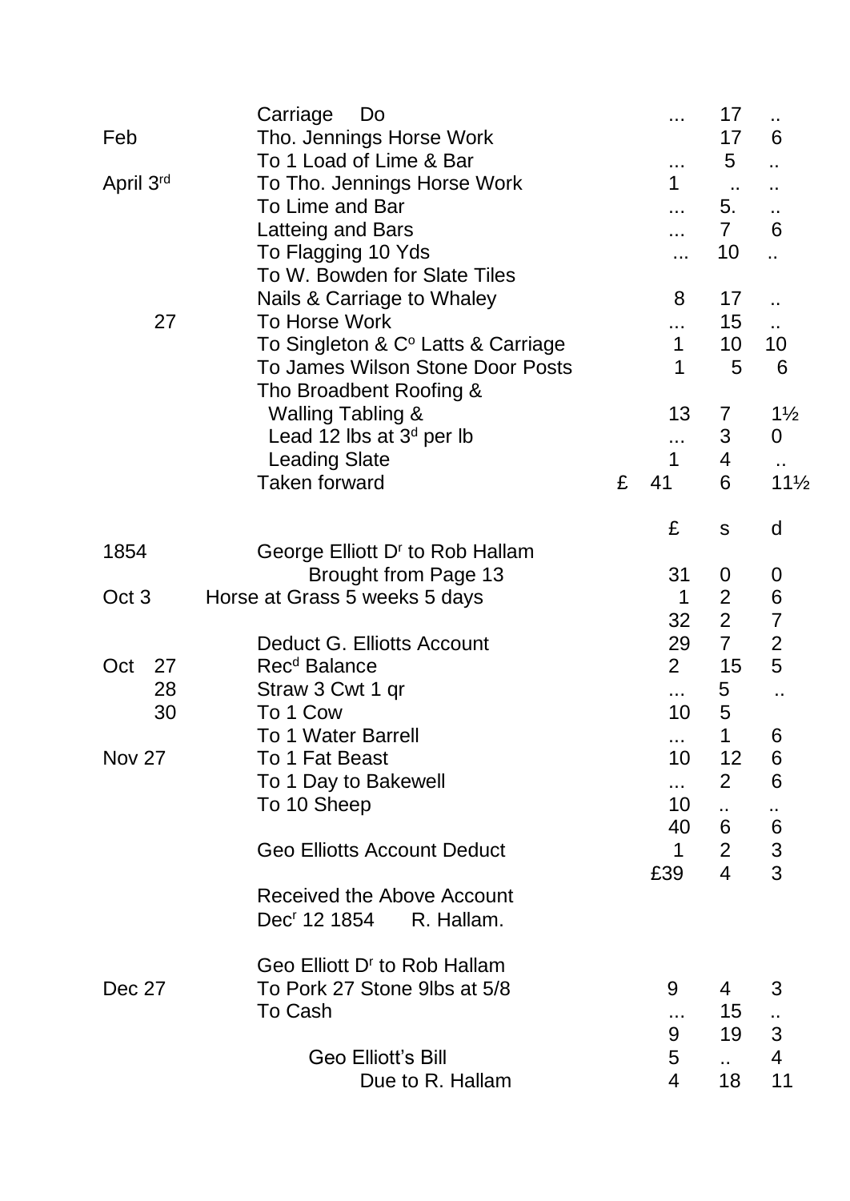| | | | £ | s | d |
|---|---|---|---|---|---|
| | Carriage Do | | ... | 17 | .. |
| Feb | Tho. Jennings Horse Work | | | 17 | 6 |
| | To 1 Load of Lime & Bar | | ... | 5 | .. |
| April 3rd | To Tho. Jennings Horse Work | | 1 | .. | .. |
| | To Lime and Bar | | ... | 5. | .. |
| | Latteing and Bars | | ... | 7 | 6 |
| | To Flagging 10 Yds | | ... | 10 | .. |
| | To W. Bowden for Slate Tiles | | | | |
| | Nails & Carriage to Whaley | | 8 | 17 | .. |
| 27 | To Horse Work | | ... | 15 | .. |
| | To Singleton & Co Latts & Carriage | | 1 | 10 | 10 |
| | To James Wilson Stone Door Posts | | 1 | 5 | 6 |
| | Tho Broadbent Roofing & | | | | |
| | Walling Tabling & | | 13 | 7 | 1½ |
| | Lead 12 lbs at 3d per lb | | ... | 3 | 0 |
| | Leading Slate | | 1 | 4 | .. |
| | Taken forward | £ | 41 | 6 | 11½ |

| | | £ | s | d |
|---|---|---|---|---|
| 1854 | George Elliott Dr to Rob Hallam | | | |
| | Brought from Page 13 | 31 | 0 | 0 |
| Oct 3 | Horse at Grass 5 weeks 5 days | 1 | 2 | 6 |
| | | 32 | 2 | 7 |
| | Deduct G. Elliotts Account | 29 | 7 | 2 |
| Oct 27 | Recd Balance | 2 | 15 | 5 |
| 28 | Straw 3 Cwt 1 qr | ... | 5 | .. |
| 30 | To 1 Cow | 10 | 5 | |
| | To 1 Water Barrell | ... | 1 | 6 |
| Nov 27 | To 1 Fat Beast | 10 | 12 | 6 |
| | To 1 Day to Bakewell | ... | 2 | 6 |
| | To 10 Sheep | 10 | .. | .. |
| | | 40 | 6 | 6 |
| | Geo Elliotts Account Deduct | 1 | 2 | 3 |
| | | £39 | 4 | 3 |

Received the Above Account
Decr 12 1854 R. Hallam.

| | | £ | s | d |
|---|---|---|---|---|
| | Geo Elliott Dr to Rob Hallam | | | |
| Dec 27 | To Pork 27 Stone 9lbs at 5/8 | 9 | 4 | 3 |
| | To Cash | ... | 15 | .. |
| | | 9 | 19 | 3 |
| | Geo Elliott's Bill | 5 | .. | 4 |
| | Due to R. Hallam | 4 | 18 | 11 |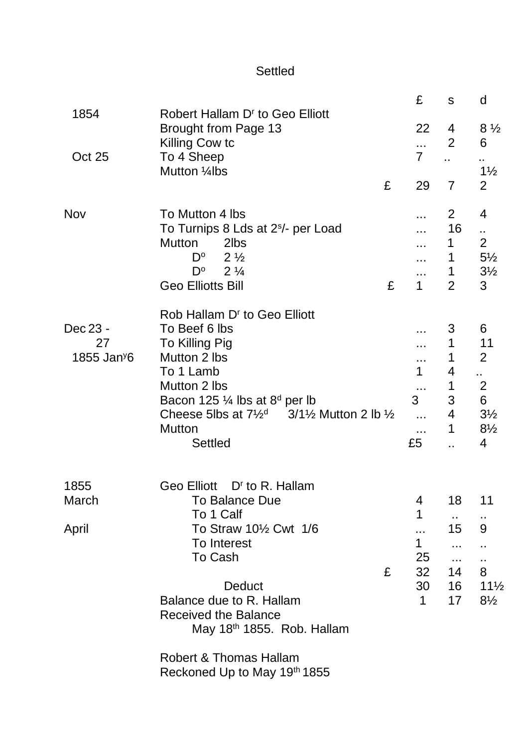Settled

| | | | £ | s | d |
|---|---|---|---|---|---|
| 1854 | Robert Hallam Dr to Geo Elliott | | | | |
| | Brought from Page 13 | | 22 | 4 | 8 ½ |
| | Killing Cow tc | | ... | 2 | 6 |
| Oct 25 | To 4 Sheep | | 7 | .. | .. |
| | Mutton ¼lbs | | | | 1½ |
| | | £ | 29 | 7 | 2 |
| | | | | | |
| Nov | To Mutton 4 lbs | | ... | 2 | 4 |
| | To Turnips 8 Lds at 2s/- per Load | | ... | 16 | .. |
| | Mutton 2lbs | | ... | 1 | 2 |
| | Do 2 ½ | | ... | 1 | 5½ |
| | Do 2 ¼ | | ... | 1 | 3½ |
| | Geo Elliotts Bill | £ | 1 | 2 | 3 |
| | | | | | |
| | Rob Hallam Dr to Geo Elliott | | | | |
| Dec 23 - | To Beef 6 lbs | | ... | 3 | 6 |
| 27 | To Killing Pig | | ... | 1 | 11 |
| 1855 Jany6 | Mutton 2 lbs | | ... | 1 | 2 |
| | To 1 Lamb | | 1 | 4 | .. |
| | Mutton 2 lbs | | ... | 1 | 2 |
| | Bacon 125 ¼ lbs at 8d per lb | | 3 | 3 | 6 |
| | Cheese 5lbs at 7½d 3/1½ Mutton 2 lb ½ | | ... | 4 | 3½ |
| | Mutton | | ... | 1 | 8½ |
| | Settled | | £5 | .. | 4 |
| | | | | | |
| 1855 | Geo Elliott Dr to R. Hallam | | | | |
| March | To Balance Due | | 4 | 18 | 11 |
| | To 1 Calf | | 1 | .. | .. |
| April | To Straw 10½ Cwt 1/6 | | ... | 15 | 9 |
| | To Interest | | 1 | ... | .. |
| | To Cash | | 25 | ... | .. |
| | | £ | 32 | 14 | 8 |
| | Deduct | | 30 | 16 | 11½ |
| | Balance due to R. Hallam | | 1 | 17 | 8½ |
| | Received the Balance | | | | |
| | May 18th 1855. Rob. Hallam | | | | |

Robert & Thomas Hallam
Reckoned Up to May 19th 1855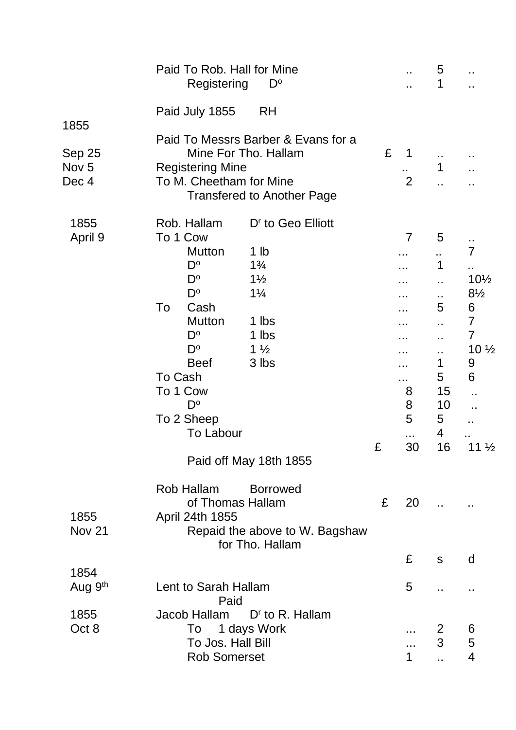| | | | £ | s | d |
|---|---|---|---|---|---|
| | Paid To Rob. Hall for Mine | | .. | 5 | .. |
| | Registering | Dº | .. | 1 | .. |
| | Paid July 1855 | RH | | | |
| 1855 | | | | | |
| | Paid To Messrs Barber & Evans for a | | | | |
| Sep 25 | Mine For Tho. Hallam | | £ 1 | .. | .. |
| Nov 5 | Registering Mine | | .. | 1 | .. |
| Dec 4 | To M. Cheetham for Mine | | 2 | .. | .. |
| | Transfered to Another Page | | | | |
| 1855 | Rob. Hallam | Dr to Geo Elliott | | | |
| April 9 | To 1 Cow | | 7 | 5 | .. |
| | Mutton | 1 lb | ... | .. | 7 |
| | Dº | 1¾ | ... | 1 | .. |
| | Dº | 1½ | ... | .. | 10½ |
| | Dº | 1¼ | ... | .. | 8½ |
| | To Cash | | ... | 5 | 6 |
| | Mutton | 1 lbs | ... | .. | 7 |
| | Dº | 1 lbs | ... | .. | 7 |
| | Dº | 1 ½ | ... | .. | 10 ½ |
| | Beef | 3 lbs | ... | 1 | 9 |
| | To Cash | | ... | 5 | 6 |
| | To 1 Cow | | 8 | 15 | .. |
| | Dº | | 8 | 10 | .. |
| | To 2 Sheep | | 5 | 5 | .. |
| | To Labour | | ... | 4 | .. |
| | | | £ 30 | 16 | 11 ½ |
| | Paid off May 18th 1855 | | | | |
| | Rob Hallam | Borrowed | | | |
| | of Thomas Hallam | | £ 20 | .. | .. |
| 1855 | April 24th 1855 | | | | |
| Nov 21 | Repaid the above to W. Bagshaw for Tho. Hallam | | | | |
| | | | £ | s | d |
| 1854 | | | | | |
| Aug 9th | Lent to Sarah Hallam | | 5 | .. | .. |
| | Paid | | | | |
| 1855 | Jacob Hallam | Dr to R. Hallam | | | |
| Oct 8 | To 1 days Work | | ... | 2 | 6 |
| | To Jos. Hall Bill | | ... | 3 | 5 |
| | Rob Somerset | | 1 | .. | 4 |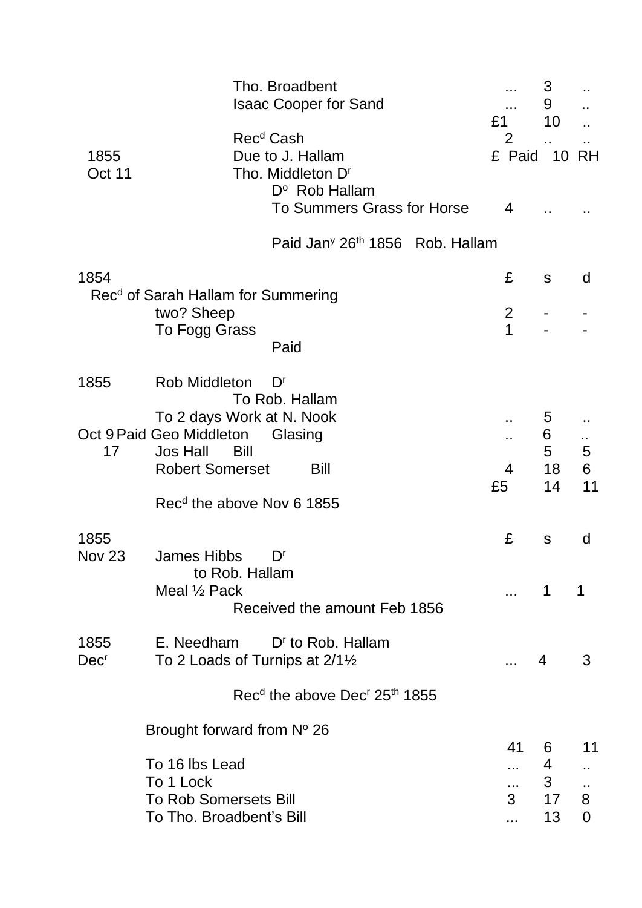| | | | | |
|---|---|---|---|---|
| | Tho. Broadbent | ... | 3 | .. |
| | Isaac Cooper for Sand | ... | 9 | .. |
| | | £1 | 10 | .. |
| | Rec[d] Cash | 2 | .. | .. |
| 1855 | Due to J. Hallam | £ Paid | 10 | RH |
| Oct 11 | Tho. Middleton D[r] | | | |
| | D[o] Rob Hallam | | | |
| | To Summers Grass for Horse | 4 | .. | .. |
| | Paid Jan[y] 26[th] 1856 Rob. Hallam | | | |

| | | £ | s | d |
|---|---|---|---|---|
| 1854 | | | | |
| | Rec[d] of Sarah Hallam for Summering | | | |
| | two? Sheep | 2 | - | - |
| | To Fogg Grass | 1 | - | - |
| | Paid | | | |

| | | | | |
|---|---|---|---|---|
| 1855 | Rob Middleton D[r] | | | |
| | To Rob. Hallam | | | |
| | To 2 days Work at N. Nook | .. | 5 | .. |
| Oct 9 | Paid Geo Middleton Glasing | .. | 6 | .. |
| 17 | Jos Hall Bill | | 5 | 5 |
| | Robert Somerset Bill | 4 | 18 | 6 |
| | | £5 | 14 | 11 |
| | Rec[d] the above Nov 6 1855 | | | |

| | | £ | s | d |
|---|---|---|---|---|
| 1855 | | | | |
| Nov 23 | James Hibbs D[r] | | | |
| | to Rob. Hallam | | | |
| | Meal ½ Pack | ... | 1 | 1 |
| | Received the amount Feb 1856 | | | |

| | | | | |
|---|---|---|---|---|
| 1855 | E. Needham D[r] to Rob. Hallam | | | |
| Dec[r] | To 2 Loads of Turnips at 2/1½ | ... | 4 | 3 |
| | Rec[d] the above Dec[r] 25[th] 1855 | | | |

| | | | |
|---|---|---|---|
| Brought forward from N[o] 26 | | | |
| | 41 | 6 | 11 |
| To 16 lbs Lead | ... | 4 | .. |
| To 1 Lock | ... | 3 | .. |
| To Rob Somersets Bill | 3 | 17 | 8 |
| To Tho. Broadbent's Bill | ... | 13 | 0 |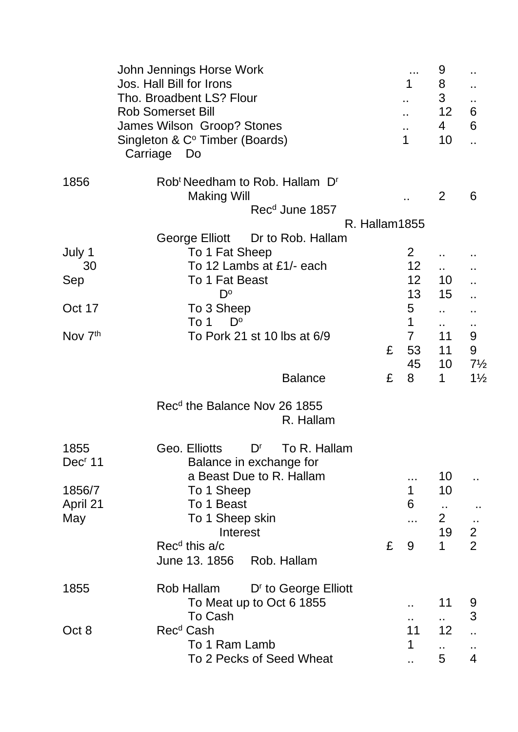| | | £ | s | d |
|---|---|---|---|---|
| | John Jennings Horse Work | ... | 9 | .. |
| | Jos. Hall Bill for Irons | 1 | 8 | .. |
| | Tho. Broadbent LS? Flour | .. | 3 | .. |
| | Rob Somerset Bill | .. | 12 | 6 |
| | James Wilson Groop? Stones | .. | 4 | 6 |
| | Singleton & C$^{o}$ Timber (Boards) | 1 | 10 | .. |
| | Carriage Do | | | |

| | | | | |
|---|---|---|---|---|
| 1856 | Rob$^{t}$ Needham to Rob. Hallam D$^{r}$ | | | |
| | Making Will | .. | 2 | 6 |
| | Rec$^{d}$ June 1857 | | | |
| | R. Hallam | | | |

| 1855 | | | | |
|---|---|---|---|---|
| | George Elliott Dr to Rob. Hallam | | | |
| July 1 | To 1 Fat Sheep | 2 | .. | .. |
| 30 | To 12 Lambs at £1/- each | 12 | .. | .. |
| Sep | To 1 Fat Beast | 12 | 10 | .. |
| | D$^{o}$ | 13 | 15 | .. |
| Oct 17 | To 3 Sheep | 5 | .. | .. |
| | To 1 D$^{o}$ | 1 | .. | .. |
| Nov 7$^{th}$ | To Pork 21 st 10 lbs at 6/9 | 7 | 11 | 9 |
| | | £ 53 | 11 | 9 |
| | | 45 | 10 | 7½ |
| | Balance | £ 8 | 1 | 1½ |

Rec$^{d}$ the Balance Nov 26 1855
R. Hallam

| | | | | |
|---|---|---|---|---|
| 1855 | Geo. Elliotts D$^{r}$ To R. Hallam | | | |
| Dec$^{r}$ 11 | Balance in exchange for a Beast Due to R. Hallam | ... | 10 | .. |
| 1856/7 | To 1 Sheep | 1 | 10 | |
| April 21 | To 1 Beast | 6 | .. | .. |
| May | To 1 Sheep skin | ... | 2 | .. |
| | Interest | | 19 | 2 |
| | Rec$^{d}$ this a/c | £ 9 | 1 | 2 |
| | June 13. 1856 Rob. Hallam | | | |

| | | | | |
|---|---|---|---|---|
| 1855 | Rob Hallam D$^{r}$ to George Elliott | | | |
| | To Meat up to Oct 6 1855 | .. | 11 | 9 |
| | To Cash | .. | .. | 3 |
| Oct 8 | Rec$^{d}$ Cash | 11 | 12 | .. |
| | To 1 Ram Lamb | 1 | .. | .. |
| | To 2 Pecks of Seed Wheat | .. | 5 | 4 |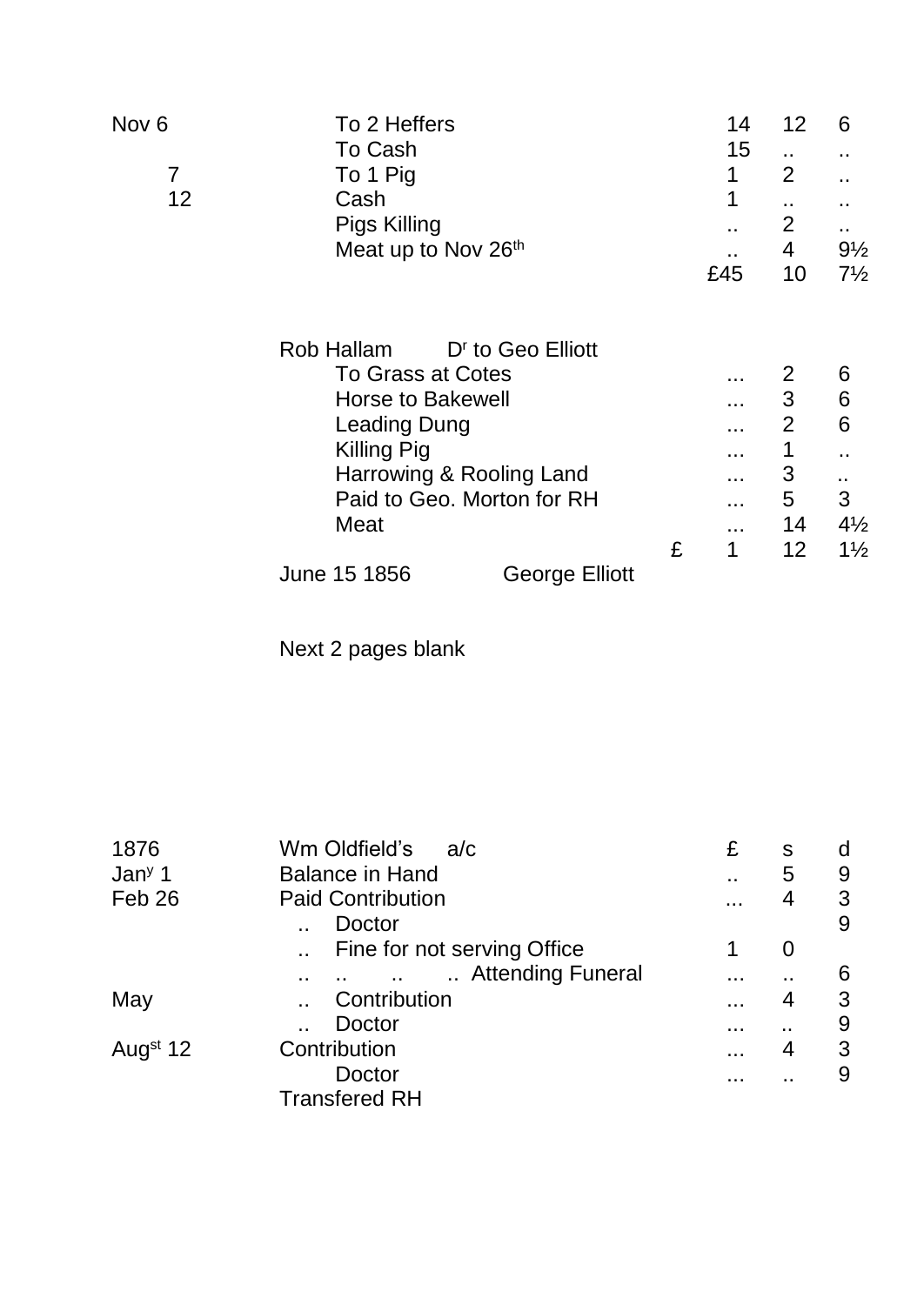| | | | | |
|---|---|---|---|---|
| Nov 6 | To 2 Heffers | 14 | 12 | 6 |
| | To Cash | 15 | .. | .. |
| 7 | To 1 Pig | 1 | 2 | .. |
| 12 | Cash | 1 | .. | .. |
| | Pigs Killing | .. | 2 | .. |
| | Meat up to Nov 26th | .. | 4 | 9½ |
| | | £45 | 10 | 7½ |

Rob Hallam    Dr to Geo Elliott

| | | | | |
|---|---|---|---|---|
| To Grass at Cotes | | ... | 2 | 6 |
| Horse to Bakewell | | ... | 3 | 6 |
| Leading Dung | | ... | 2 | 6 |
| Killing Pig | | ... | 1 | .. |
| Harrowing & Rooling Land | | ... | 3 | .. |
| Paid to Geo. Morton for RH | | ... | 5 | 3 |
| Meat | | ... | 14 | 4½ |
| | £ | 1 | 12 | 1½ |

June 15 1856    George Elliott

Next 2 pages blank

| 1876 | Wm Oldfield's a/c | £ | s | d |
|---|---|---|---|---|
| Jany 1 | Balance in Hand | .. | 5 | 9 |
| Feb 26 | Paid Contribution | ... | 4 | 3 |
| | .. Doctor | | | 9 |
| | .. Fine for not serving Office | 1 | 0 | |
| | .. .. .. .. Attending Funeral | ... | .. | 6 |
| May | .. Contribution | ... | 4 | 3 |
| | .. Doctor | ... | .. | 9 |
| Augst 12 | Contribution | ... | 4 | 3 |
| | Doctor | ... | .. | 9 |
| | Transfered RH | | | |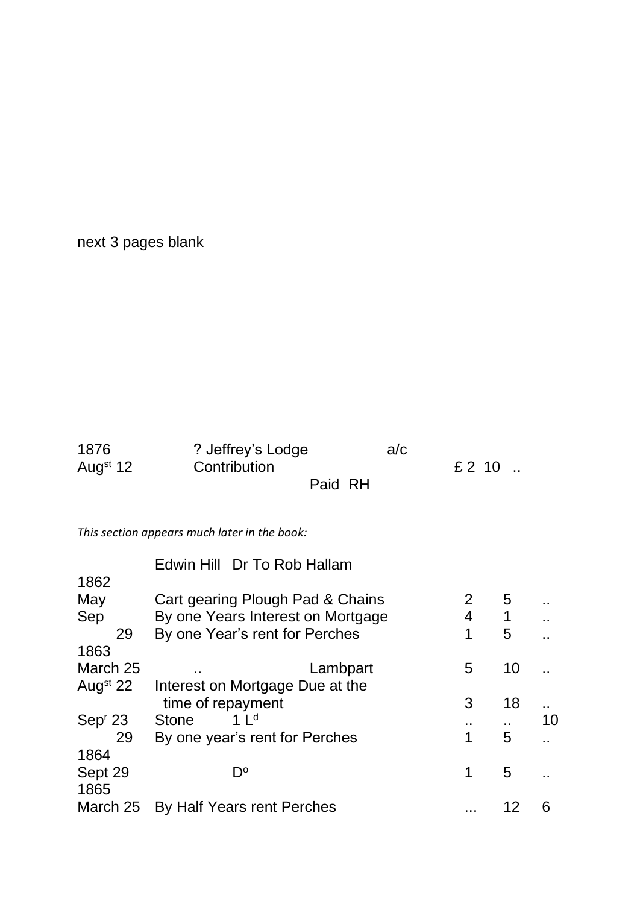next 3 pages blank

| | | | |
|---|---|---|---|
| 1876 | ? Jeffrey's Lodge | a/c | |
| Aug[st] 12 | Contribution | | £ 2 10 .. |
| | | Paid RH | |

*This section appears much later in the book:*

| | Edwin Hill Dr To Rob Hallam | | | |
|---|---|---|---|---|
| 1862 | | | | |
| May | Cart gearing Plough Pad & Chains | 2 | 5 | .. |
| Sep | By one Years Interest on Mortgage | 4 | 1 | .. |
| 29 | By one Year's rent for Perches | 1 | 5 | .. |
| 1863 | | | | |
| March 25 | .. Lambpart | 5 | 10 | .. |
| Aug[st] 22 | Interest on Mortgage Due at the time of repayment | 3 | 18 | .. |
| Sep[r] 23 | Stone 1 L[d] | .. | .. | 10 |
| 29 | By one year's rent for Perches | 1 | 5 | .. |
| 1864 | | | | |
| Sept 29 | D[o] | 1 | 5 | .. |
| 1865 | | | | |
| March 25 | By Half Years rent Perches | ... | 12 | 6 |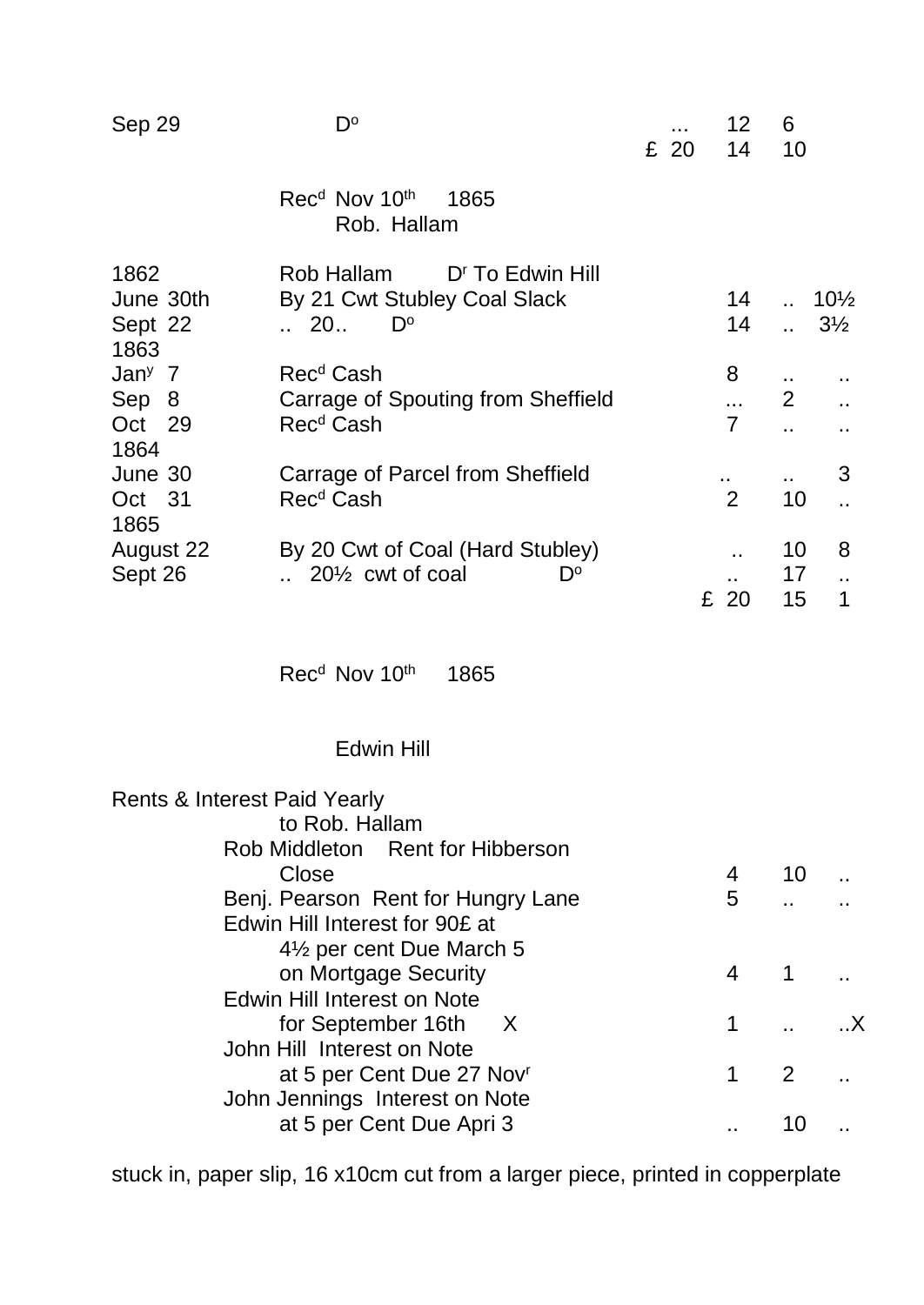| | | | | |
|---|---|---|---|---|
| Sep 29 | Do | ... | 12 | 6 |
| | | £ 20 | 14 | 10 |

Recd Nov 10th 1865
Rob. Hallam

| | | | | |
|---|---|---|---|---|
| 1862 | Rob Hallam Dr To Edwin Hill | | | |
| June 30th | By 21 Cwt Stubley Coal Slack | 14 | .. | 10½ |
| Sept 22 | .. 20.. Do | 14 | .. | 3½ |
| 1863 | | | | |
| Jany 7 | Recd Cash | 8 | .. | .. |
| Sep 8 | Carrage of Spouting from Sheffield | ... | 2 | .. |
| Oct 29 | Recd Cash | 7 | .. | .. |
| 1864 | | | | |
| June 30 | Carrage of Parcel from Sheffield | .. | .. | 3 |
| Oct 31 | Recd Cash | 2 | 10 | .. |
| 1865 | | | | |
| August 22 | By 20 Cwt of Coal (Hard Stubley) | .. | 10 | 8 |
| Sept 26 | .. 20½ cwt of coal Do | .. | 17 | .. |
| | | £ 20 | 15 | 1 |

Recd Nov 10th 1865

Edwin Hill

Rents & Interest Paid Yearly
to Rob. Hallam

| | | | |
|---|---|---|---|
| Rob Middleton Rent for Hibberson Close | 4 | 10 | .. |
| Benj. Pearson Rent for Hungry Lane | 5 | .. | .. |
| Edwin Hill Interest for 90£ at 4½ per cent Due March 5 on Mortgage Security | 4 | 1 | .. |
| Edwin Hill Interest on Note for September 16th X | 1 | .. | ..X |
| John Hill Interest on Note at 5 per Cent Due 27 Novr | 1 | 2 | .. |
| John Jennings Interest on Note at 5 per Cent Due Apri 3 | .. | 10 | .. |

stuck in, paper slip, 16 x10cm cut from a larger piece, printed in copperplate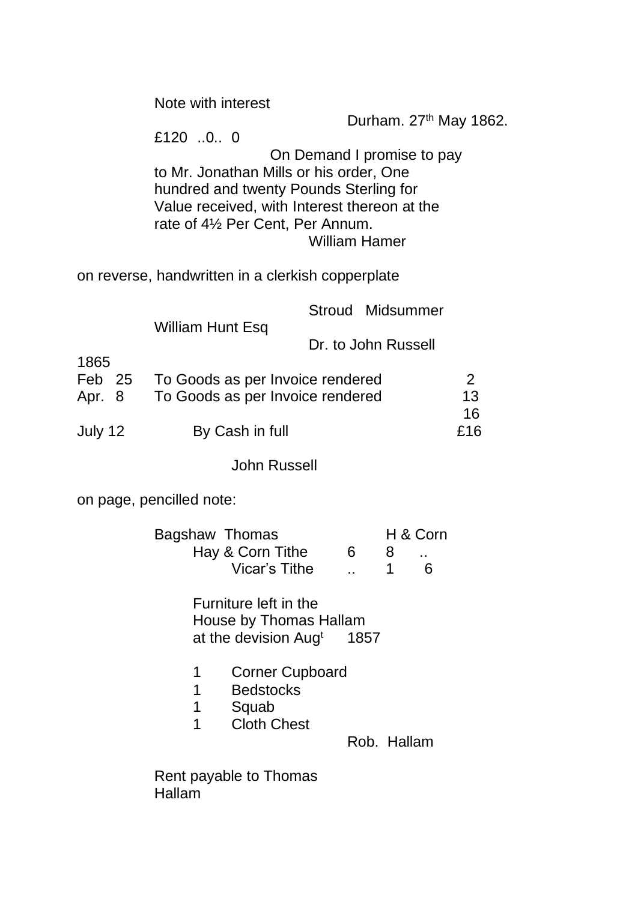Note with interest

Durham. 27th May 1862.

£120 ..0.. 0

On Demand I promise to pay to Mr. Jonathan Mills or his order, One hundred and twenty Pounds Sterling for Value received, with Interest thereon at the rate of 4½ Per Cent, Per Annum.

William Hamer

on reverse, handwritten in a clerkish copperplate

Stroud Midsummer

William Hunt Esq

Dr. to John Russell

| 1865 | | |
|---|---|---|
| Feb 25 | To Goods as per Invoice rendered | 2 |
| Apr. 8 | To Goods as per Invoice rendered | 13 |
| | | 16 |
| July 12 | By Cash in full | £16 |

John Russell

on page, pencilled note:

| Bagshaw Thomas | | H & Corn | |
|---|---|---|---|
| Hay & Corn Tithe | 6 | 8 | .. |
| Vicar's Tithe | .. | 1 | 6 |

Furniture left in the House by Thomas Hallam at the devision Aug[t] 1857

1 Corner Cupboard
1 Bedstocks
1 Squab
1 Cloth Chest

Rob. Hallam

Rent payable to Thomas Hallam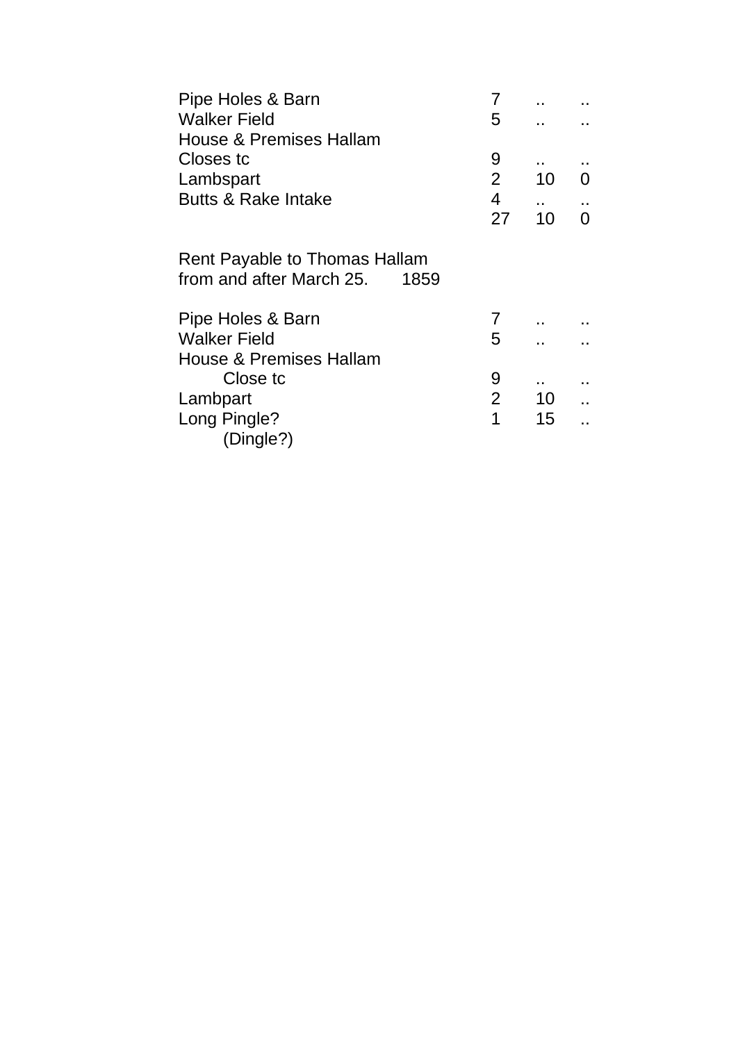| | | | |
|---|---|---|---|
| Pipe Holes & Barn | 7 | .. | .. |
| Walker Field | 5 | .. | .. |
| House & Premises Hallam Closes tc | 9 | .. | .. |
| Lambspart | 2 | 10 | 0 |
| Butts & Rake Intake | 4 | .. | .. |
| | 27 | 10 | 0 |

Rent Payable to Thomas Hallam
from and after March 25. 1859

| | | | |
|---|---|---|---|
| Pipe Holes & Barn | 7 | .. | .. |
| Walker Field | 5 | .. | .. |
| House & Premises Hallam Close tc | 9 | .. | .. |
| Lambpart | 2 | 10 | .. |
| Long Pingle? (Dingle?) | 1 | 15 | .. |